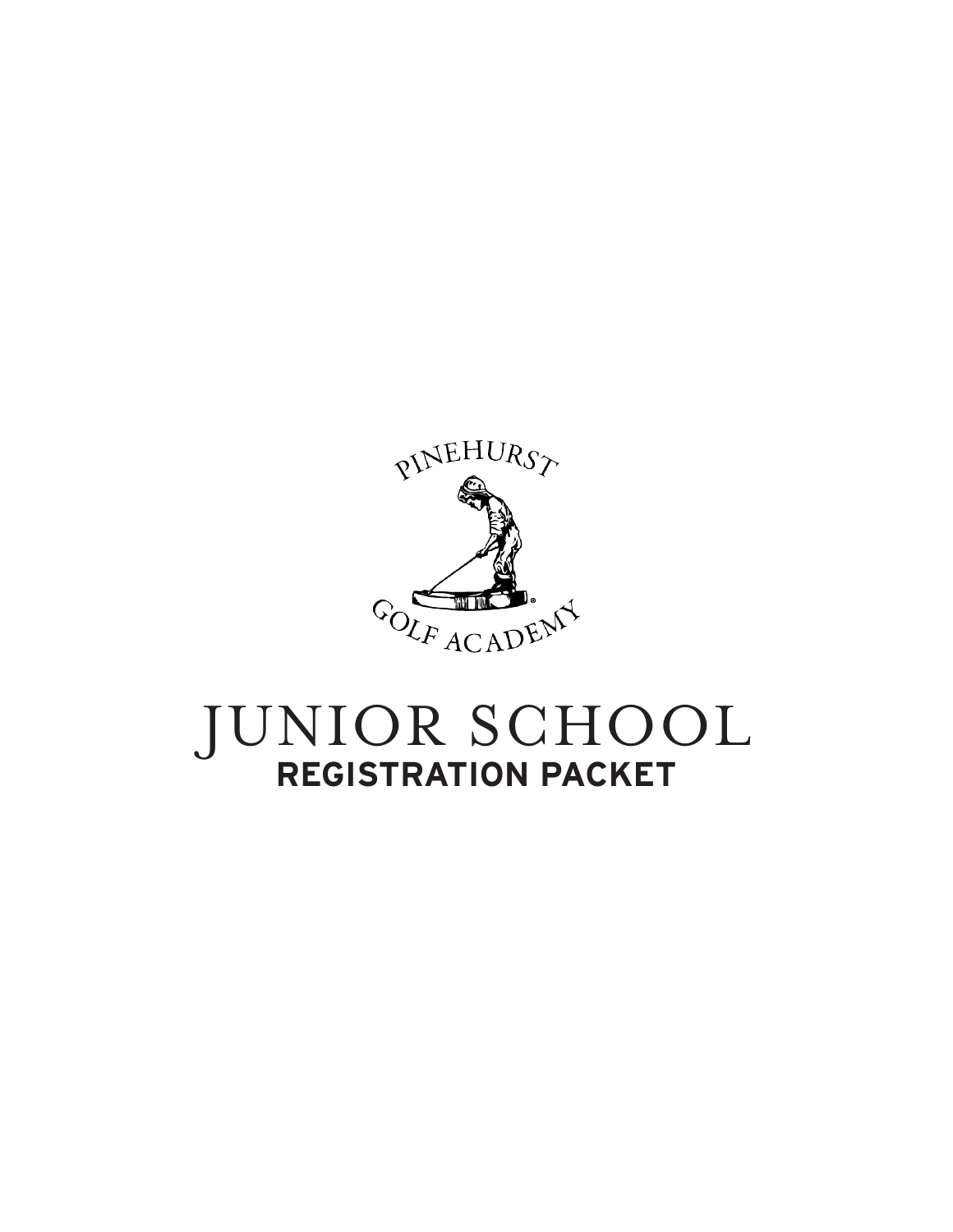PINEHURST GOLF ACADEMY

# JUNIOR SCHOOL

## REGISTRATION PACKET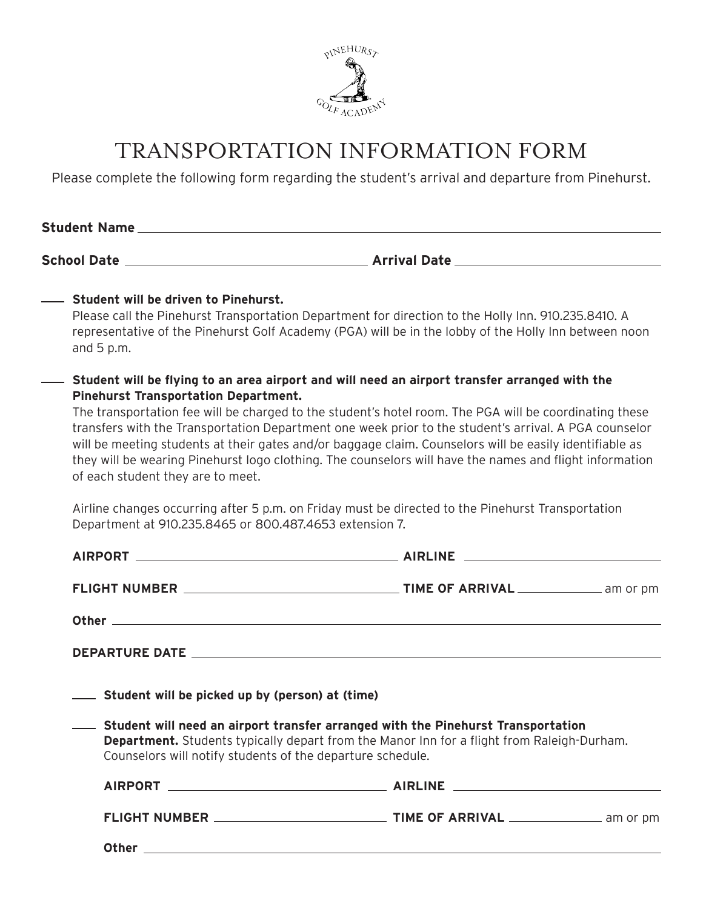PINEHURST GOLF ACADEMY

# TRANSPORTATION INFORMATION FORM

Please complete the following form regarding the student's arrival and departure from Pinehurst.

**Student Name** ______________________________

**School Date** ____________________ **Arrival Date** ____________________

____ **Student will be driven to Pinehurst.**
Please call the Pinehurst Transportation Department for direction to the Holly Inn. 910.235.8410. A representative of the Pinehurst Golf Academy (PGA) will be in the lobby of the Holly Inn between noon and 5 p.m.

____ **Student will be flying to an area airport and will need an airport transfer arranged with the Pinehurst Transportation Department.**
The transportation fee will be charged to the student's hotel room. The PGA will be coordinating these transfers with the Transportation Department one week prior to the student's arrival. A PGA counselor will be meeting students at their gates and/or baggage claim. Counselors will be easily identifiable as they will be wearing Pinehurst logo clothing. The counselors will have the names and flight information of each student they are to meet.

Airline changes occurring after 5 p.m. on Friday must be directed to the Pinehurst Transportation Department at 910.235.8465 or 800.487.4653 extension 7.

**AIRPORT** ____________________ **AIRLINE** ____________________

**FLIGHT NUMBER** ____________________ **TIME OF ARRIVAL** __________ am or pm

**Other** ______________________________

**DEPARTURE DATE** ______________________________

____ **Student will be picked up by (person) at (time)**

____ **Student will need an airport transfer arranged with the Pinehurst Transportation Department.** Students typically depart from the Manor Inn for a flight from Raleigh-Durham. Counselors will notify students of the departure schedule.

**AIRPORT** ____________________ **AIRLINE** ____________________

**FLIGHT NUMBER** ____________________ **TIME OF ARRIVAL** __________ am or pm

**Other** ______________________________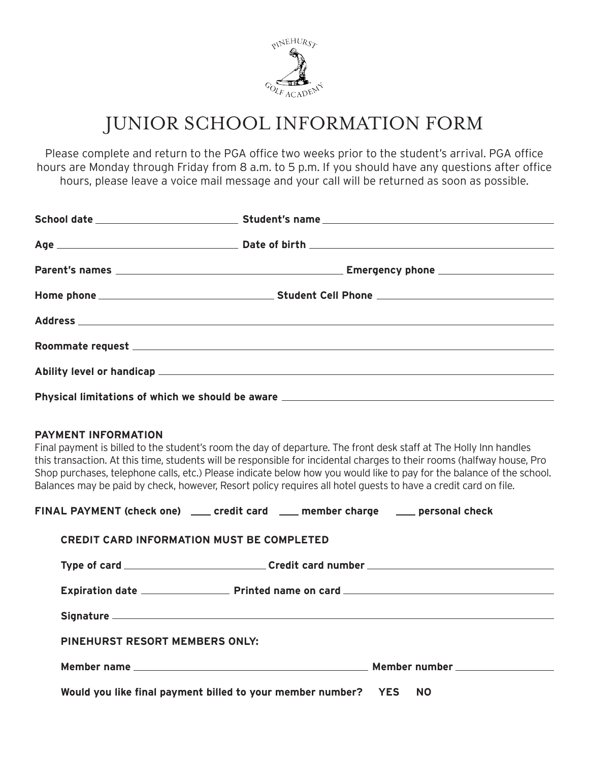PINEHURST GOLF ACADEMY

# JUNIOR SCHOOL INFORMATION FORM

Please complete and return to the PGA office two weeks prior to the student's arrival. PGA office hours are Monday through Friday from 8 a.m. to 5 p.m. If you should have any questions after office hours, please leave a voice mail message and your call will be returned as soon as possible.

**School date** ______________________ **Student's name** ______________________________________

**Age** ______________________________ **Date of birth** ________________________________________

**Parent's names** ______________________________________ **Emergency phone** __________________

**Home phone** ____________________________ **Student Cell Phone** ______________________________

**Address** ______________________________________________________________________________

**Roommate request** _____________________________________________________________________

**Ability level or handicap** _______________________________________________________________

**Physical limitations of which we should be aware** _____________________________________________

**PAYMENT INFORMATION**

Final payment is billed to the student's room the day of departure. The front desk staff at The Holly Inn handles this transaction. At this time, students will be responsible for incidental charges to their rooms (halfway house, Pro Shop purchases, telephone calls, etc.) Please indicate below how you would like to pay for the balance of the school. Balances may be paid by check, however, Resort policy requires all hotel guests to have a credit card on file.

**FINAL PAYMENT (check one)** ___ **credit card** ___ **member charge** ___ **personal check**

**CREDIT CARD INFORMATION MUST BE COMPLETED**

**Type of card** ______________________ **Credit card number** ______________________________

**Expiration date** ______________ **Printed name on card** ______________________________

**Signature** ________________________________________________________________________

**PINEHURST RESORT MEMBERS ONLY:**

**Member name** ______________________________________ **Member number** ________________

**Would you like final payment billed to your member number? YES NO**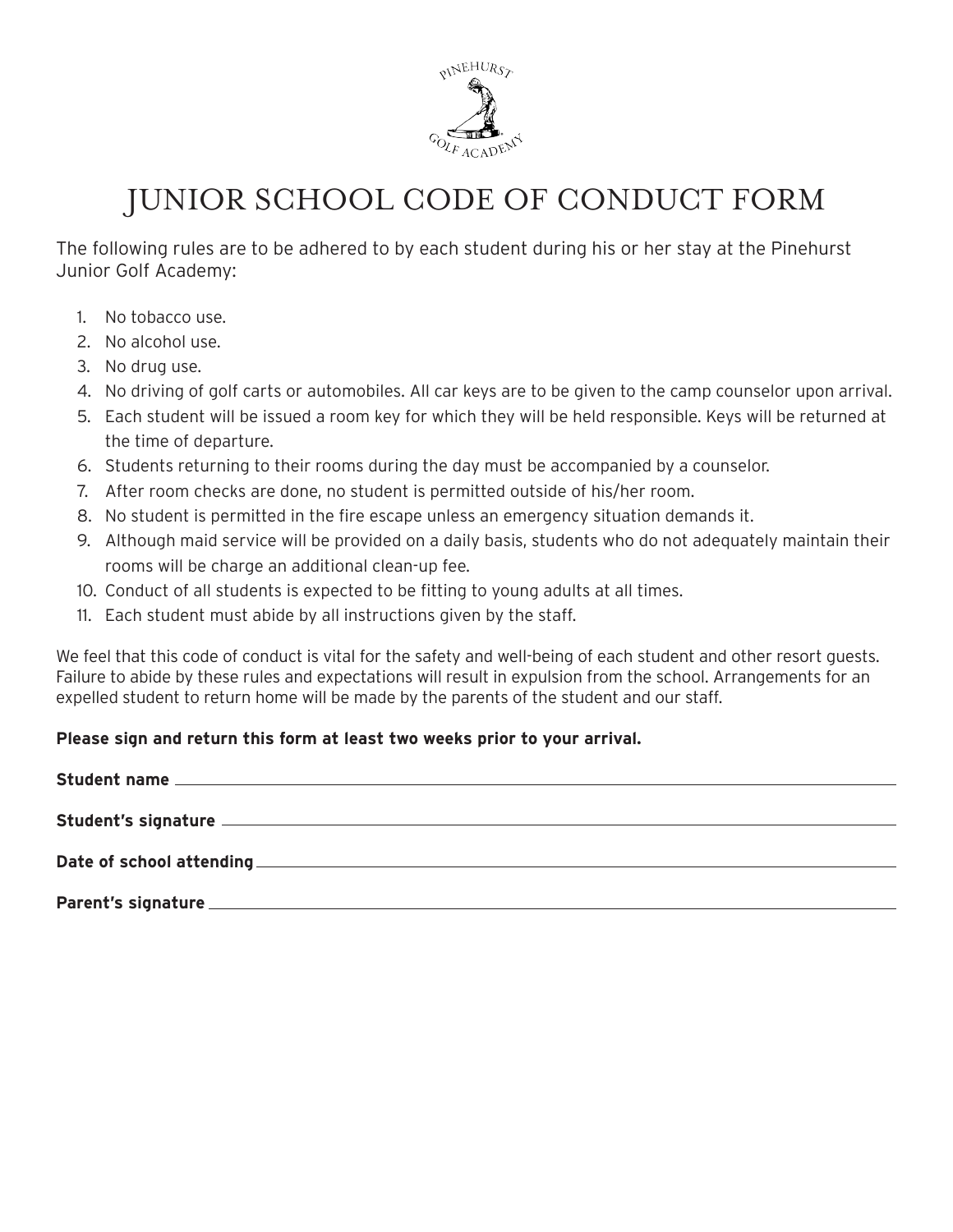# JUNIOR SCHOOL CODE OF CONDUCT FORM

The following rules are to be adhered to by each student during his or her stay at the Pinehurst Junior Golf Academy:

1. No tobacco use.
2. No alcohol use.
3. No drug use.
4. No driving of golf carts or automobiles. All car keys are to be given to the camp counselor upon arrival.
5. Each student will be issued a room key for which they will be held responsible. Keys will be returned at the time of departure.
6. Students returning to their rooms during the day must be accompanied by a counselor.
7. After room checks are done, no student is permitted outside of his/her room.
8. No student is permitted in the fire escape unless an emergency situation demands it.
9. Although maid service will be provided on a daily basis, students who do not adequately maintain their rooms will be charge an additional clean-up fee.
10. Conduct of all students is expected to be fitting to young adults at all times.
11. Each student must abide by all instructions given by the staff.

We feel that this code of conduct is vital for the safety and well-being of each student and other resort guests. Failure to abide by these rules and expectations will result in expulsion from the school. Arrangements for an expelled student to return home will be made by the parents of the student and our staff.

**Please sign and return this form at least two weeks prior to your arrival.**

**Student name** ______________________________

**Student's signature** ______________________________

**Date of school attending** ______________________________

**Parent's signature** ______________________________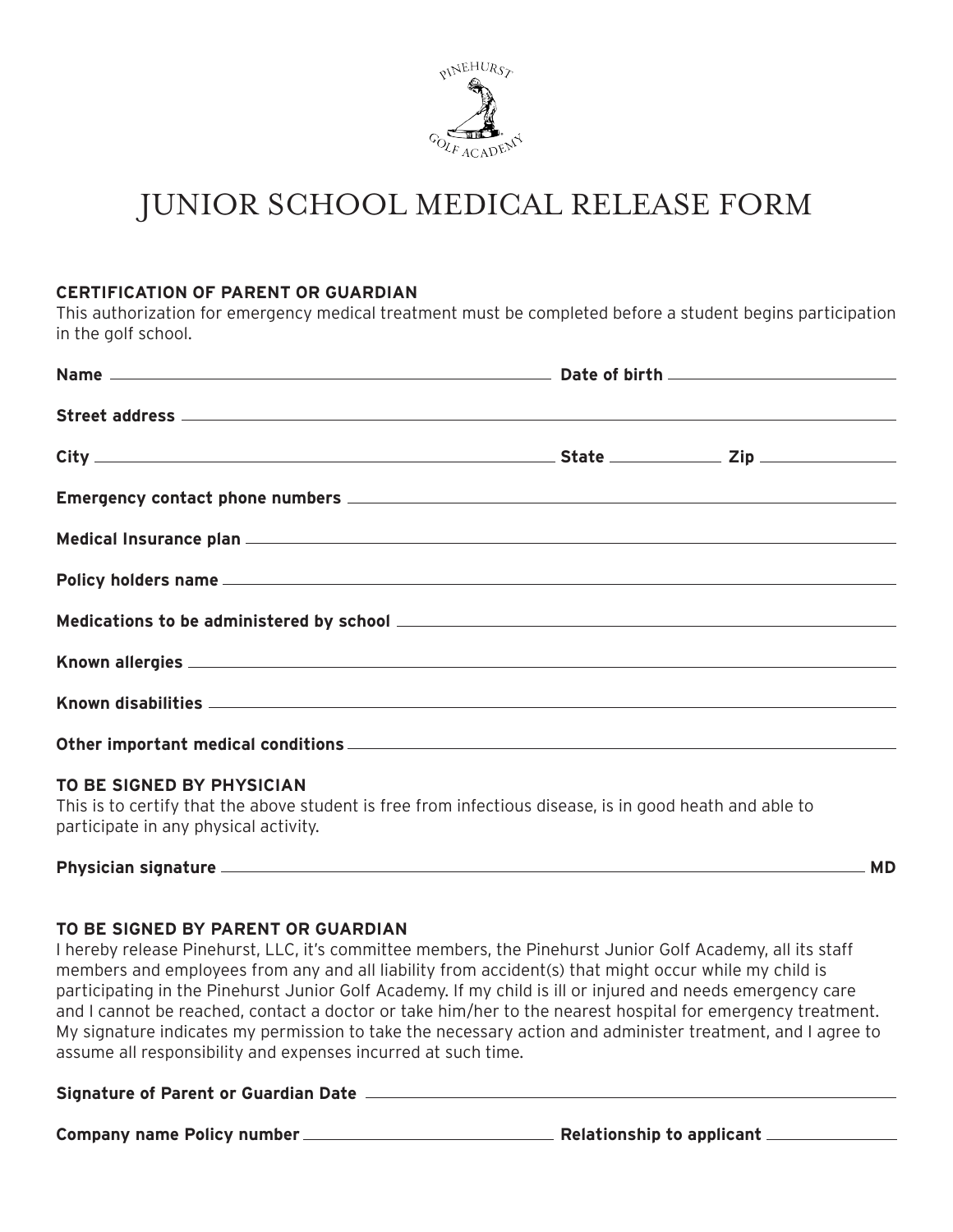# JUNIOR SCHOOL MEDICAL RELEASE FORM

**CERTIFICATION OF PARENT OR GUARDIAN**

This authorization for emergency medical treatment must be completed before a student begins participation in the golf school.

**Name** ______________________________ **Date of birth** ______________________________

**Street address** ______________________________

**City** ______________________________ **State** ______________ **Zip** ______________

**Emergency contact phone numbers** ______________________________

**Medical Insurance plan** ______________________________

**Policy holders name** ______________________________

**Medications to be administered by school** ______________________________

**Known allergies** ______________________________

**Known disabilities** ______________________________

**Other important medical conditions** ______________________________

**TO BE SIGNED BY PHYSICIAN**

This is to certify that the above student is free from infectious disease, is in good heath and able to participate in any physical activity.

**Physician signature** ______________________________ **MD**

**TO BE SIGNED BY PARENT OR GUARDIAN**

I hereby release Pinehurst, LLC, it's committee members, the Pinehurst Junior Golf Academy, all its staff members and employees from any and all liability from accident(s) that might occur while my child is participating in the Pinehurst Junior Golf Academy. If my child is ill or injured and needs emergency care and I cannot be reached, contact a doctor or take him/her to the nearest hospital for emergency treatment. My signature indicates my permission to take the necessary action and administer treatment, and I agree to assume all responsibility and expenses incurred at such time.

**Signature of Parent or Guardian Date** ______________________________

**Company name Policy number** ______________________________ **Relationship to applicant** ______________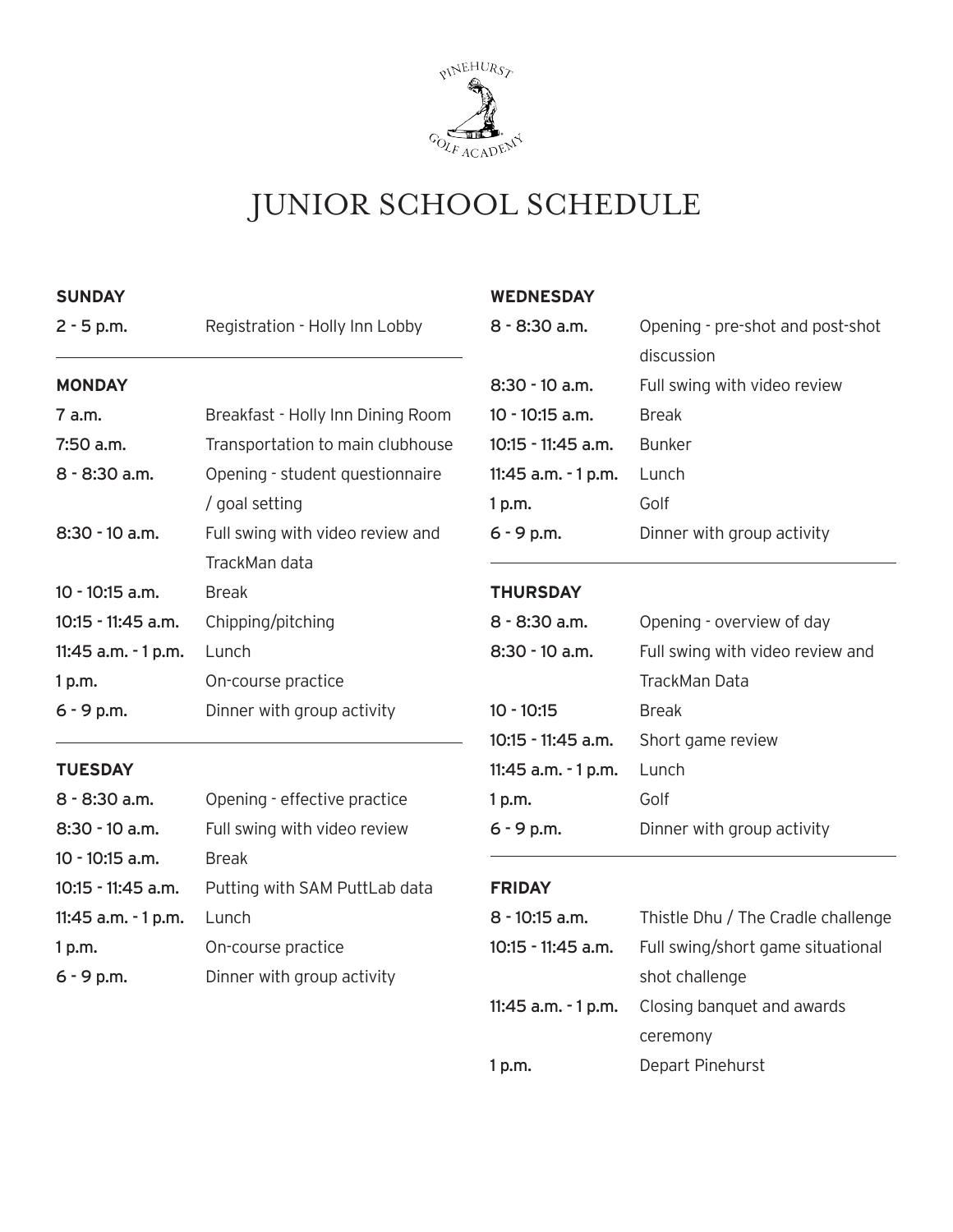PINEHURST GOLF ACADEMY

# JUNIOR SCHOOL SCHEDULE

## SUNDAY

| | |
|---|---|
| 2 - 5 p.m. | Registration - Holly Inn Lobby |

## MONDAY

| | |
|---|---|
| 7 a.m. | Breakfast - Holly Inn Dining Room |
| 7:50 a.m. | Transportation to main clubhouse |
| 8 - 8:30 a.m. | Opening - student questionnaire / goal setting |
| 8:30 - 10 a.m. | Full swing with video review and TrackMan data |
| 10 - 10:15 a.m. | Break |
| 10:15 - 11:45 a.m. | Chipping/pitching |
| 11:45 a.m. - 1 p.m. | Lunch |
| 1 p.m. | On-course practice |
| 6 - 9 p.m. | Dinner with group activity |

## TUESDAY

| | |
|---|---|
| 8 - 8:30 a.m. | Opening - effective practice |
| 8:30 - 10 a.m. | Full swing with video review |
| 10 - 10:15 a.m. | Break |
| 10:15 - 11:45 a.m. | Putting with SAM PuttLab data |
| 11:45 a.m. - 1 p.m. | Lunch |
| 1 p.m. | On-course practice |
| 6 - 9 p.m. | Dinner with group activity |

## WEDNESDAY

| | |
|---|---|
| 8 - 8:30 a.m. | Opening - pre-shot and post-shot discussion |
| 8:30 - 10 a.m. | Full swing with video review |
| 10 - 10:15 a.m. | Break |
| 10:15 - 11:45 a.m. | Bunker |
| 11:45 a.m. - 1 p.m. | Lunch |
| 1 p.m. | Golf |
| 6 - 9 p.m. | Dinner with group activity |

## THURSDAY

| | |
|---|---|
| 8 - 8:30 a.m. | Opening - overview of day |
| 8:30 - 10 a.m. | Full swing with video review and TrackMan Data |
| 10 - 10:15 | Break |
| 10:15 - 11:45 a.m. | Short game review |
| 11:45 a.m. - 1 p.m. | Lunch |
| 1 p.m. | Golf |
| 6 - 9 p.m. | Dinner with group activity |

## FRIDAY

| | |
|---|---|
| 8 - 10:15 a.m. | Thistle Dhu / The Cradle challenge |
| 10:15 - 11:45 a.m. | Full swing/short game situational shot challenge |
| 11:45 a.m. - 1 p.m. | Closing banquet and awards ceremony |
| 1 p.m. | Depart Pinehurst |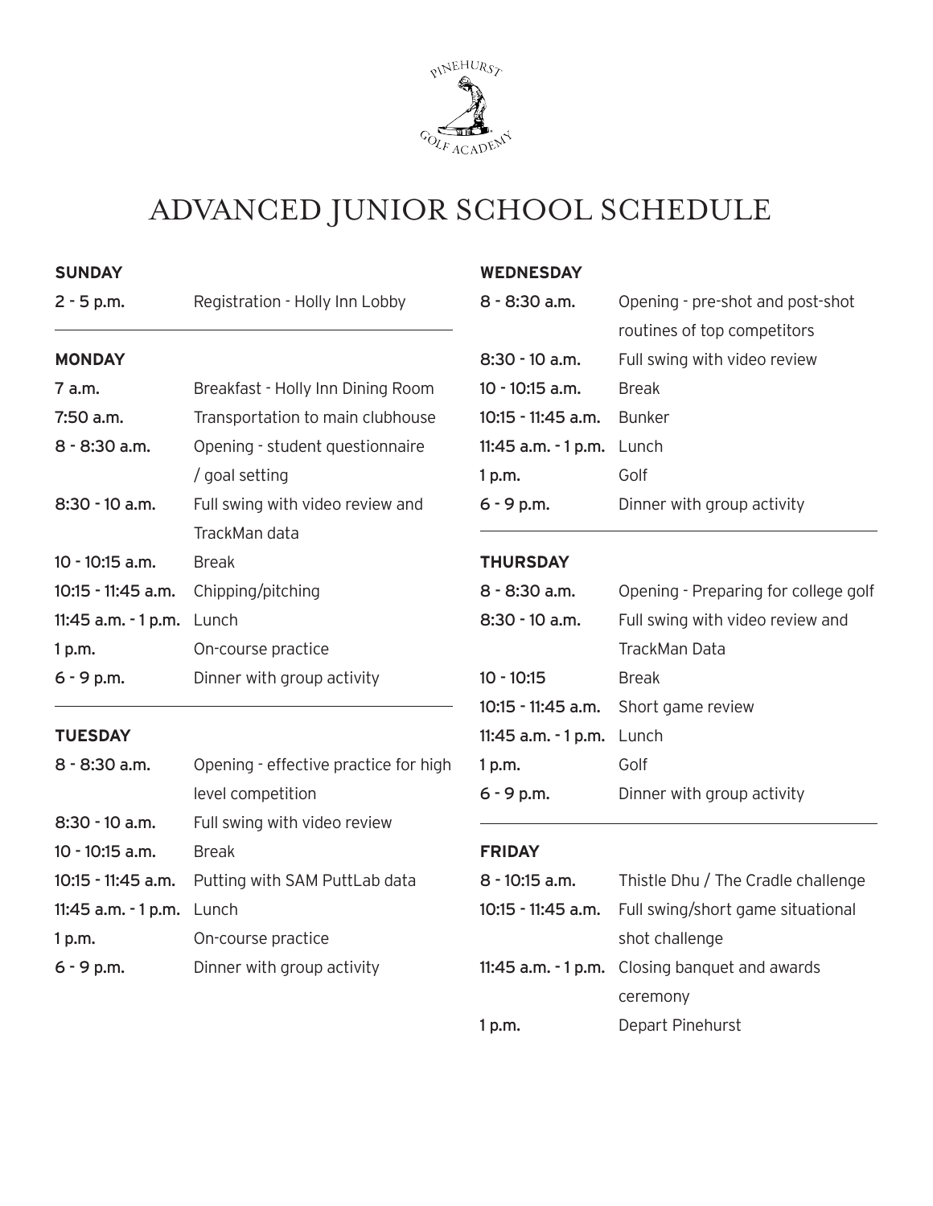# ADVANCED JUNIOR SCHOOL SCHEDULE

### SUNDAY

| | |
|---|---|
| 2 - 5 p.m. | Registration - Holly Inn Lobby |

### MONDAY

| | |
|---|---|
| 7 a.m. | Breakfast - Holly Inn Dining Room |
| 7:50 a.m. | Transportation to main clubhouse |
| 8 - 8:30 a.m. | Opening - student questionnaire / goal setting |
| 8:30 - 10 a.m. | Full swing with video review and TrackMan data |
| 10 - 10:15 a.m. | Break |
| 10:15 - 11:45 a.m. | Chipping/pitching |
| 11:45 a.m. - 1 p.m. | Lunch |
| 1 p.m. | On-course practice |
| 6 - 9 p.m. | Dinner with group activity |

### TUESDAY

| | |
|---|---|
| 8 - 8:30 a.m. | Opening - effective practice for high level competition |
| 8:30 - 10 a.m. | Full swing with video review |
| 10 - 10:15 a.m. | Break |
| 10:15 - 11:45 a.m. | Putting with SAM PuttLab data |
| 11:45 a.m. - 1 p.m. | Lunch |
| 1 p.m. | On-course practice |
| 6 - 9 p.m. | Dinner with group activity |

### WEDNESDAY

| | |
|---|---|
| 8 - 8:30 a.m. | Opening - pre-shot and post-shot routines of top competitors |
| 8:30 - 10 a.m. | Full swing with video review |
| 10 - 10:15 a.m. | Break |
| 10:15 - 11:45 a.m. | Bunker |
| 11:45 a.m. - 1 p.m. | Lunch |
| 1 p.m. | Golf |
| 6 - 9 p.m. | Dinner with group activity |

### THURSDAY

| | |
|---|---|
| 8 - 8:30 a.m. | Opening - Preparing for college golf |
| 8:30 - 10 a.m. | Full swing with video review and TrackMan Data |
| 10 - 10:15 | Break |
| 10:15 - 11:45 a.m. | Short game review |
| 11:45 a.m. - 1 p.m. | Lunch |
| 1 p.m. | Golf |
| 6 - 9 p.m. | Dinner with group activity |

### FRIDAY

| | |
|---|---|
| 8 - 10:15 a.m. | Thistle Dhu / The Cradle challenge |
| 10:15 - 11:45 a.m. | Full swing/short game situational shot challenge |
| 11:45 a.m. - 1 p.m. | Closing banquet and awards ceremony |
| 1 p.m. | Depart Pinehurst |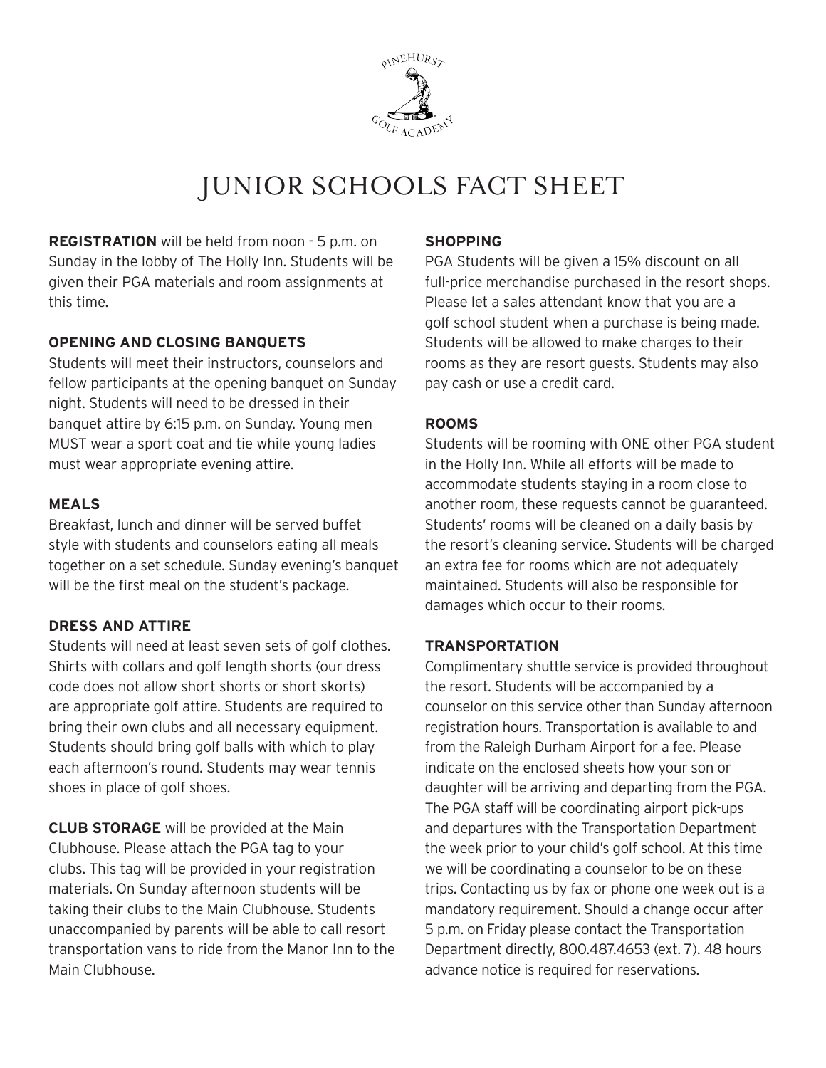# JUNIOR SCHOOLS FACT SHEET

**REGISTRATION** will be held from noon - 5 p.m. on Sunday in the lobby of The Holly Inn. Students will be given their PGA materials and room assignments at this time.

**OPENING AND CLOSING BANQUETS**

Students will meet their instructors, counselors and fellow participants at the opening banquet on Sunday night. Students will need to be dressed in their banquet attire by 6:15 p.m. on Sunday. Young men MUST wear a sport coat and tie while young ladies must wear appropriate evening attire.

**MEALS**

Breakfast, lunch and dinner will be served buffet style with students and counselors eating all meals together on a set schedule. Sunday evening's banquet will be the first meal on the student's package.

**DRESS AND ATTIRE**

Students will need at least seven sets of golf clothes. Shirts with collars and golf length shorts (our dress code does not allow short shorts or short skorts) are appropriate golf attire. Students are required to bring their own clubs and all necessary equipment. Students should bring golf balls with which to play each afternoon's round. Students may wear tennis shoes in place of golf shoes.

**CLUB STORAGE** will be provided at the Main Clubhouse. Please attach the PGA tag to your clubs. This tag will be provided in your registration materials. On Sunday afternoon students will be taking their clubs to the Main Clubhouse. Students unaccompanied by parents will be able to call resort transportation vans to ride from the Manor Inn to the Main Clubhouse.

**SHOPPING**

PGA Students will be given a 15% discount on all full-price merchandise purchased in the resort shops. Please let a sales attendant know that you are a golf school student when a purchase is being made. Students will be allowed to make charges to their rooms as they are resort guests. Students may also pay cash or use a credit card.

**ROOMS**

Students will be rooming with ONE other PGA student in the Holly Inn. While all efforts will be made to accommodate students staying in a room close to another room, these requests cannot be guaranteed. Students' rooms will be cleaned on a daily basis by the resort's cleaning service. Students will be charged an extra fee for rooms which are not adequately maintained. Students will also be responsible for damages which occur to their rooms.

**TRANSPORTATION**

Complimentary shuttle service is provided throughout the resort. Students will be accompanied by a counselor on this service other than Sunday afternoon registration hours. Transportation is available to and from the Raleigh Durham Airport for a fee. Please indicate on the enclosed sheets how your son or daughter will be arriving and departing from the PGA. The PGA staff will be coordinating airport pick-ups and departures with the Transportation Department the week prior to your child's golf school. At this time we will be coordinating a counselor to be on these trips. Contacting us by fax or phone one week out is a mandatory requirement. Should a change occur after 5 p.m. on Friday please contact the Transportation Department directly, 800.487.4653 (ext. 7). 48 hours advance notice is required for reservations.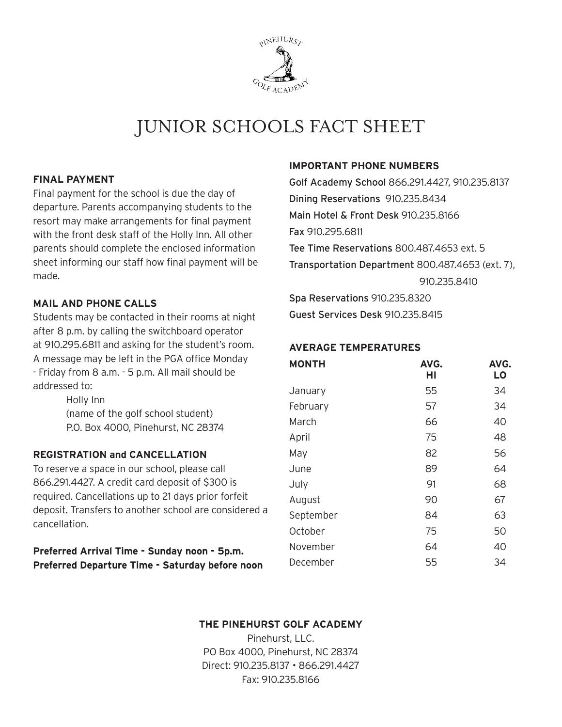# JUNIOR SCHOOLS FACT SHEET

### FINAL PAYMENT

Final payment for the school is due the day of departure. Parents accompanying students to the resort may make arrangements for final payment with the front desk staff of the Holly Inn. All other parents should complete the enclosed information sheet informing our staff how final payment will be made.

### MAIL AND PHONE CALLS

Students may be contacted in their rooms at night after 8 p.m. by calling the switchboard operator at 910.295.6811 and asking for the student's room. A message may be left in the PGA office Monday - Friday from 8 a.m. - 5 p.m. All mail should be addressed to:

Holly Inn
(name of the golf school student)
P.O. Box 4000, Pinehurst, NC 28374

### REGISTRATION and CANCELLATION

To reserve a space in our school, please call 866.291.4427. A credit card deposit of $300 is required. Cancellations up to 21 days prior forfeit deposit. Transfers to another school are considered a cancellation.

**Preferred Arrival Time - Sunday noon - 5p.m.**
**Preferred Departure Time - Saturday before noon**

### IMPORTANT PHONE NUMBERS

Golf Academy School 866.291.4427, 910.235.8137
Dining Reservations 910.235.8434
Main Hotel & Front Desk 910.235.8166
Fax 910.295.6811
Tee Time Reservations 800.487.4653 ext. 5
Transportation Department 800.487.4653 (ext. 7), 910.235.8410
Spa Reservations 910.235.8320
Guest Services Desk 910.235.8415

### AVERAGE TEMPERATURES

| MONTH | AVG. HI | AVG. LO |
|---|---|---|
| January | 55 | 34 |
| February | 57 | 34 |
| March | 66 | 40 |
| April | 75 | 48 |
| May | 82 | 56 |
| June | 89 | 64 |
| July | 91 | 68 |
| August | 90 | 67 |
| September | 84 | 63 |
| October | 75 | 50 |
| November | 64 | 40 |
| December | 55 | 34 |

**THE PINEHURST GOLF ACADEMY**
Pinehurst, LLC.
PO Box 4000, Pinehurst, NC 28374
Direct: 910.235.8137 • 866.291.4427
Fax: 910.235.8166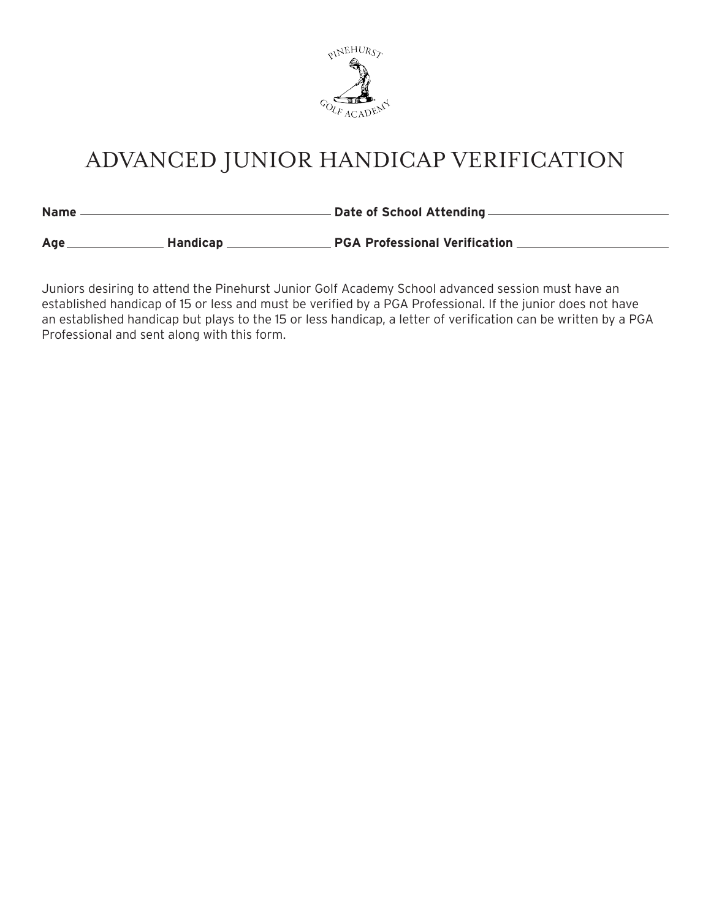# ADVANCED JUNIOR HANDICAP VERIFICATION

**Name** ______________________________ **Date of School Attending** ______________________________

**Age** __________ **Handicap** __________ **PGA Professional Verification** ______________________________

Juniors desiring to attend the Pinehurst Junior Golf Academy School advanced session must have an established handicap of 15 or less and must be verified by a PGA Professional. If the junior does not have an established handicap but plays to the 15 or less handicap, a letter of verification can be written by a PGA Professional and sent along with this form.